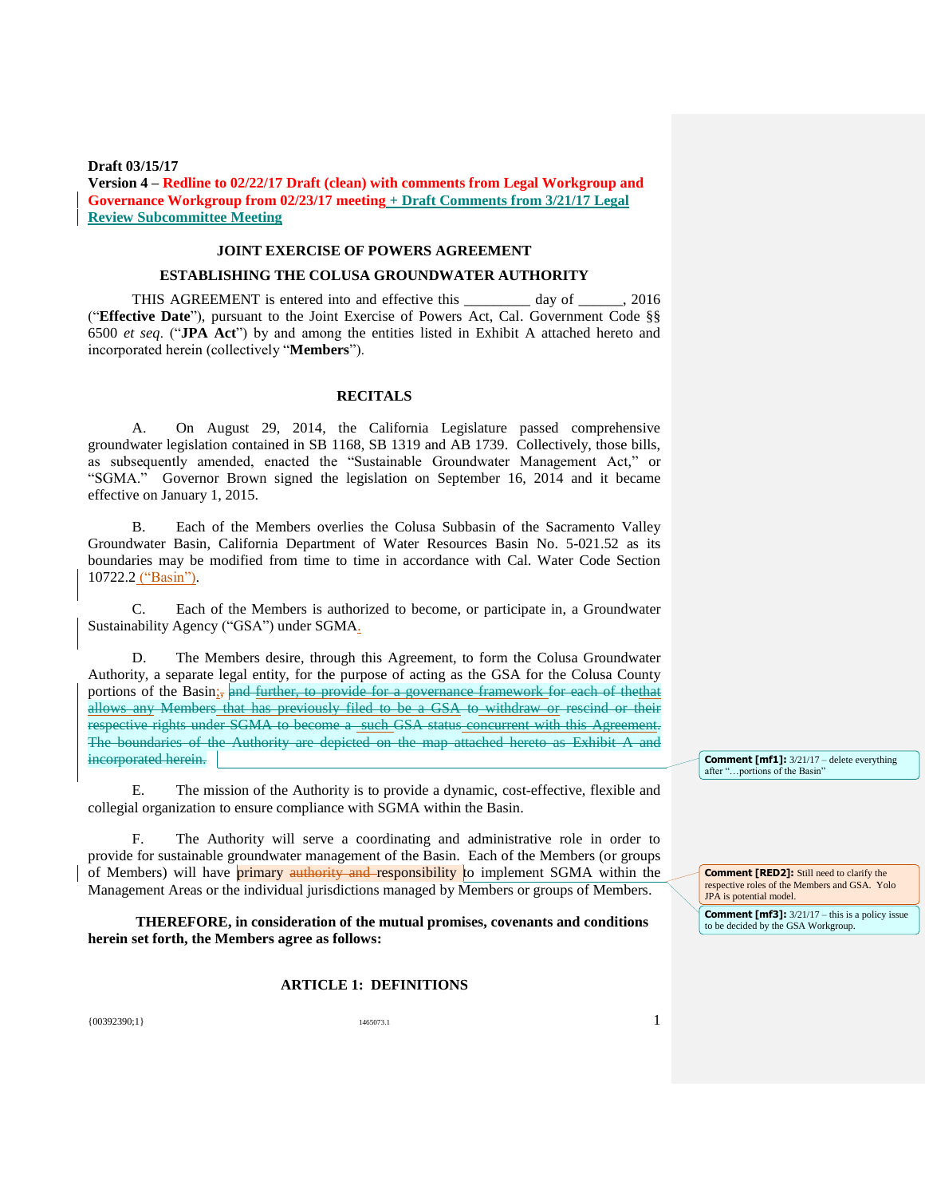**Draft 03/15/17**

**Version 4 – Redline to 02/22/17 Draft (clean) with comments from Legal Workgroup and Governance Workgroup from 02/23/17 meeting + Draft Comments from 3/21/17 Legal Review Subcommittee Meeting**

## JOINT EXERCISE OF POWERS AGREEMENT

## ESTABLISHING THE COLUSA GROUNDWATER AUTHORITY

THIS AGREEMENT is entered into and effective this _________ day of ______, 2016 ("**Effective Date**"), pursuant to the Joint Exercise of Powers Act, Cal. Government Code §§ 6500 *et seq*. ("**JPA Act**") by and among the entities listed in Exhibit A attached hereto and incorporated herein (collectively "**Members**").

## RECITALS

A. On August 29, 2014, the California Legislature passed comprehensive groundwater legislation contained in SB 1168, SB 1319 and AB 1739. Collectively, those bills, as subsequently amended, enacted the "Sustainable Groundwater Management Act," or "SGMA." Governor Brown signed the legislation on September 16, 2014 and it became effective on January 1, 2015.

B. Each of the Members overlies the Colusa Subbasin of the Sacramento Valley Groundwater Basin, California Department of Water Resources Basin No. 5-021.52 as its boundaries may be modified from time to time in accordance with Cal. Water Code Section 10722.2 ("Basin").

C. Each of the Members is authorized to become, or participate in, a Groundwater Sustainability Agency ("GSA") under SGMA.

D. The Members desire, through this Agreement, to form the Colusa Groundwater Authority, a separate legal entity, for the purpose of acting as the GSA for the Colusa County portions of the Basin;, ~~and further, to provide for a governance framework for each of thethat allows any Members that has previously filed to be a GSA to withdraw or rescind or their respective rights under SGMA to become a such GSA status concurrent with this Agreement. The boundaries of the Authority are depicted on the map attached hereto as Exhibit A and incorporated herein.~~

> **Comment [mf1]:** 3/21/17 – delete everything after "…portions of the Basin"

E. The mission of the Authority is to provide a dynamic, cost-effective, flexible and collegial organization to ensure compliance with SGMA within the Basin.

F. The Authority will serve a coordinating and administrative role in order to provide for sustainable groundwater management of the Basin. Each of the Members (or groups of Members) will have primary ~~authority and~~ responsibility to implement SGMA within the Management Areas or the individual jurisdictions managed by Members or groups of Members.

> **Comment [RED2]:** Still need to clarify the respective roles of the Members and GSA. Yolo JPA is potential model.

> **Comment [mf3]:** 3/21/17 – this is a policy issue to be decided by the GSA Workgroup.

**THEREFORE, in consideration of the mutual promises, covenants and conditions herein set forth, the Members agree as follows:**

## ARTICLE 1: DEFINITIONS

{00392390;1} 1465073.1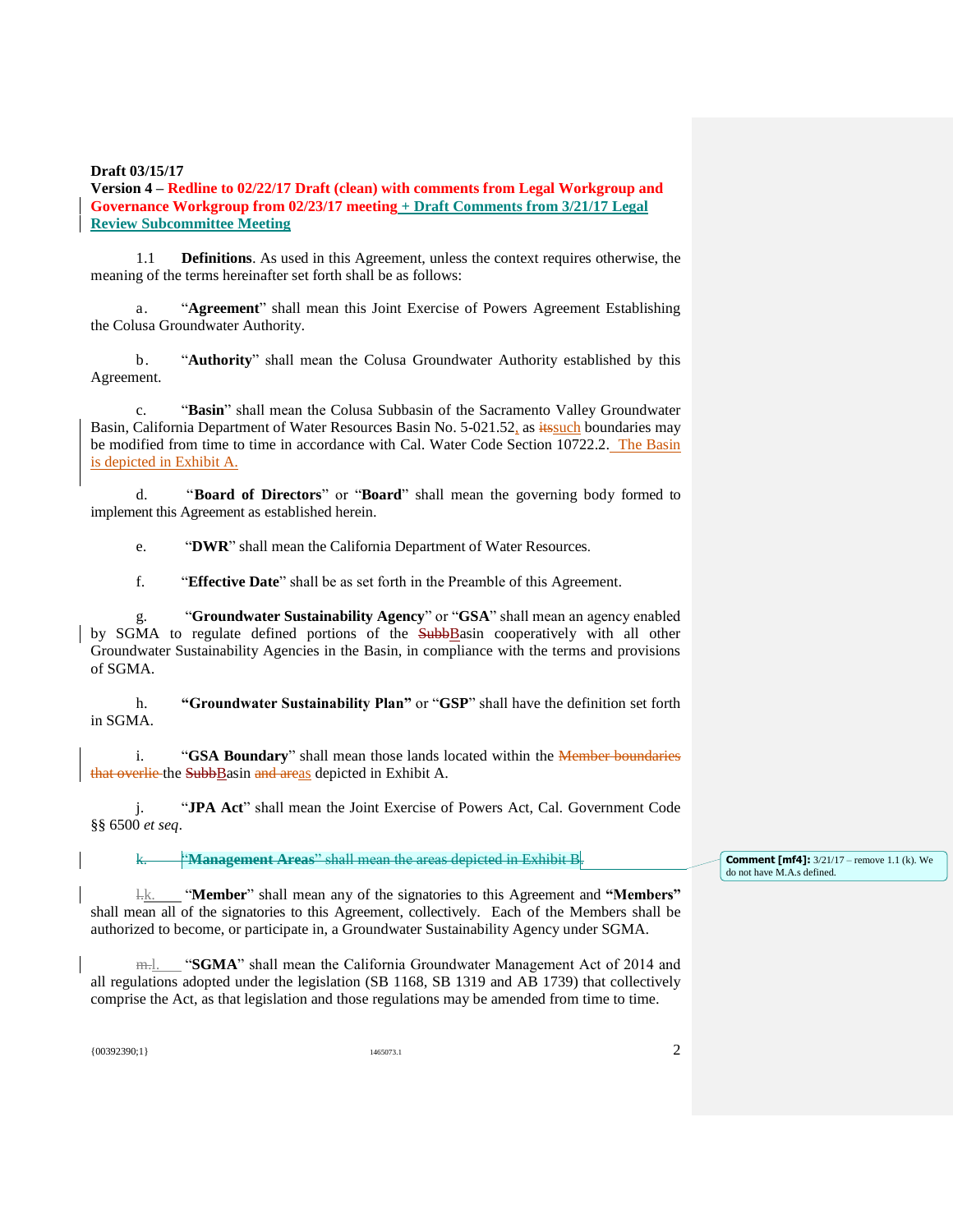**Draft 03/15/17**

**Version 4 – Redline to 02/22/17 Draft (clean) with comments from Legal Workgroup and Governance Workgroup from 02/23/17 meeting + Draft Comments from 3/21/17 Legal Review Subcommittee Meeting**

1.1 **Definitions**. As used in this Agreement, unless the context requires otherwise, the meaning of the terms hereinafter set forth shall be as follows:

a. "**Agreement**" shall mean this Joint Exercise of Powers Agreement Establishing the Colusa Groundwater Authority.

b. "**Authority**" shall mean the Colusa Groundwater Authority established by this Agreement.

c. "**Basin**" shall mean the Colusa Subbasin of the Sacramento Valley Groundwater Basin, California Department of Water Resources Basin No. 5-021.52, as ~~its~~such boundaries may be modified from time to time in accordance with Cal. Water Code Section 10722.2. The Basin is depicted in Exhibit A.

d. "**Board of Directors**" or "**Board**" shall mean the governing body formed to implement this Agreement as established herein.

e. "**DWR**" shall mean the California Department of Water Resources.

f. "**Effective Date**" shall be as set forth in the Preamble of this Agreement.

g. "**Groundwater Sustainability Agency**" or "**GSA**" shall mean an agency enabled by SGMA to regulate defined portions of the ~~Subb~~Basin cooperatively with all other Groundwater Sustainability Agencies in the Basin, in compliance with the terms and provisions of SGMA.

h. **"Groundwater Sustainability Plan"** or "**GSP**" shall have the definition set forth in SGMA.

i. "**GSA Boundary**" shall mean those lands located within the ~~Member boundaries that overlie~~ the ~~Subb~~Basin ~~and areas~~ depicted in Exhibit A.

j. "**JPA Act**" shall mean the Joint Exercise of Powers Act, Cal. Government Code §§ 6500 *et seq*.

~~k. "**Management Areas**" shall mean the areas depicted in Exhibit B.~~

> **Comment [mf4]:** 3/21/17 – remove 1.1 (k). We do not have M.A.s defined.

~~l.~~k. "**Member**" shall mean any of the signatories to this Agreement and **"Members"** shall mean all of the signatories to this Agreement, collectively. Each of the Members shall be authorized to become, or participate in, a Groundwater Sustainability Agency under SGMA.

~~m.~~l. "**SGMA**" shall mean the California Groundwater Management Act of 2014 and all regulations adopted under the legislation (SB 1168, SB 1319 and AB 1739) that collectively comprise the Act, as that legislation and those regulations may be amended from time to time.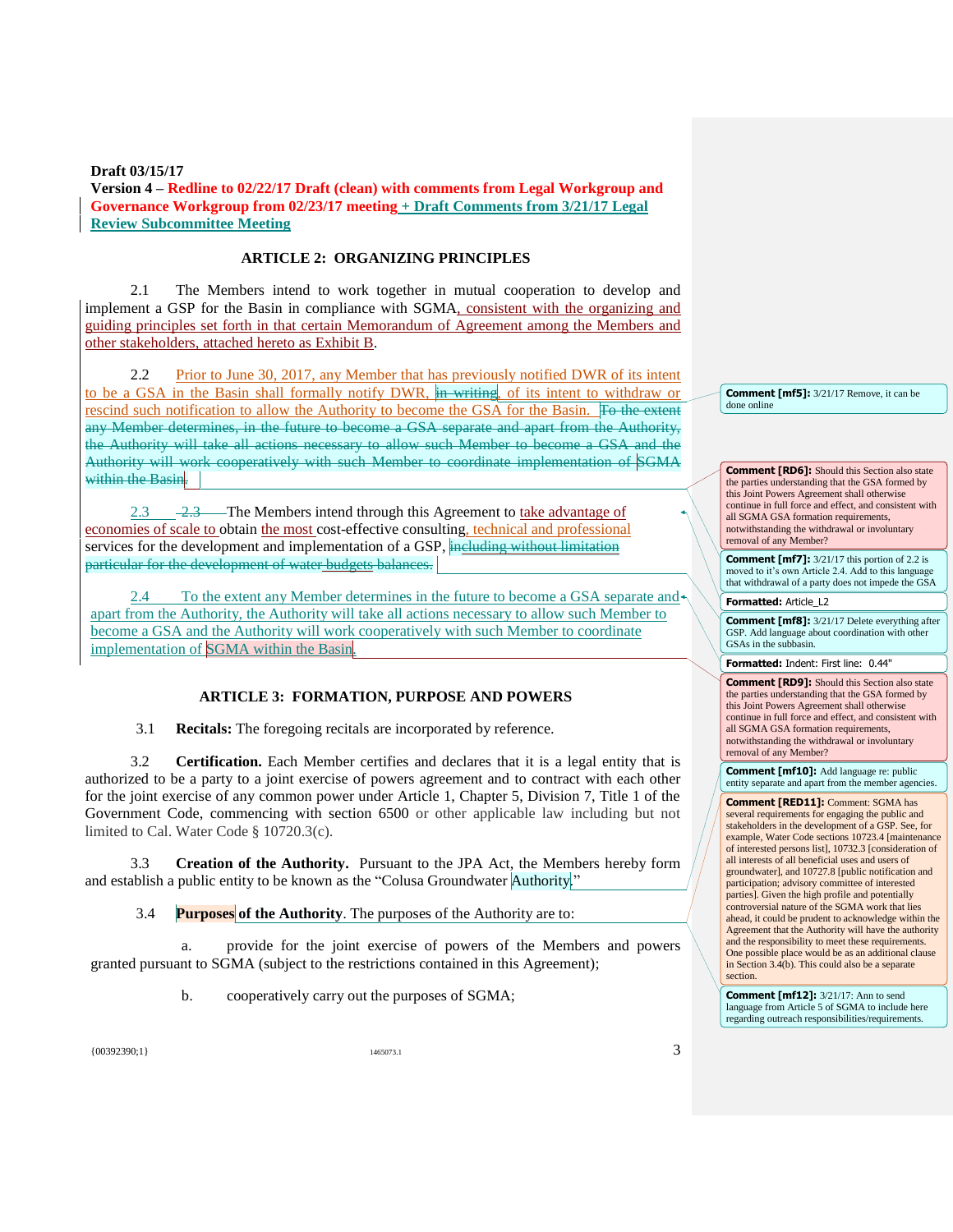**Draft 03/15/17**

**Version 4 – Redline to 02/22/17 Draft (clean) with comments from Legal Workgroup and Governance Workgroup from 02/23/17 meeting + Draft Comments from 3/21/17 Legal Review Subcommittee Meeting**

## ARTICLE 2: ORGANIZING PRINCIPLES

2.1 The Members intend to work together in mutual cooperation to develop and implement a GSP for the Basin in compliance with SGMA, consistent with the organizing and guiding principles set forth in that certain Memorandum of Agreement among the Members and other stakeholders, attached hereto as Exhibit B.

2.2 Prior to June 30, 2017, any Member that has previously notified DWR of its intent to be a GSA in the Basin shall formally notify DWR, ~~in writing~~, of its intent to withdraw or rescind such notification to allow the Authority to become the GSA for the Basin. ~~To the extent any Member determines, in the future to become a GSA separate and apart from the Authority, the Authority will take all actions necessary to allow such Member to become a GSA and the Authority will work cooperatively with such Member to coordinate implementation of SGMA within the Basin.~~

2.3 ~~2.3~~ The Members intend through this Agreement to take advantage of economies of scale to obtain the most cost-effective consulting, technical and professional services for the development and implementation of a GSP, ~~including without limitation particular for the development of water budgets balances.~~

2.4 To the extent any Member determines in the future to become a GSA separate and apart from the Authority, the Authority will take all actions necessary to allow such Member to become a GSA and the Authority will work cooperatively with such Member to coordinate implementation of SGMA within the Basin.

## ARTICLE 3: FORMATION, PURPOSE AND POWERS

3.1 **Recitals:** The foregoing recitals are incorporated by reference.

3.2 **Certification.** Each Member certifies and declares that it is a legal entity that is authorized to be a party to a joint exercise of powers agreement and to contract with each other for the joint exercise of any common power under Article 1, Chapter 5, Division 7, Title 1 of the Government Code, commencing with section 6500 or other applicable law including but not limited to Cal. Water Code § 10720.3(c).

3.3 **Creation of the Authority.** Pursuant to the JPA Act, the Members hereby form and establish a public entity to be known as the "Colusa Groundwater Authority."

3.4 **Purposes of the Authority**. The purposes of the Authority are to:

a. provide for the joint exercise of powers of the Members and powers granted pursuant to SGMA (subject to the restrictions contained in this Agreement);

b. cooperatively carry out the purposes of SGMA;

---

**Comment [mf5]:** 3/21/17 Remove, it can be done online

**Comment [RD6]:** Should this Section also state the parties understanding that the GSA formed by this Joint Powers Agreement shall otherwise continue in full force and effect, and consistent with all SGMA GSA formation requirements, notwithstanding the withdrawal or involuntary removal of any Member?

**Comment [mf7]:** 3/21/17 this portion of 2.2 is moved to it's own Article 2.4. Add to this language that withdrawal of a party does not impede the GSA

**Formatted:** Article_L2

**Comment [mf8]:** 3/21/17 Delete everything after GSP. Add language about coordination with other GSAs in the subbasin.

**Formatted:** Indent: First line: 0.44"

**Comment [RD9]:** Should this Section also state the parties understanding that the GSA formed by this Joint Powers Agreement shall otherwise continue in full force and effect, and consistent with all SGMA GSA formation requirements, notwithstanding the withdrawal or involuntary removal of any Member?

**Comment [mf10]:** Add language re: public entity separate and apart from the member agencies.

**Comment [RED11]:** Comment: SGMA has several requirements for engaging the public and stakeholders in the development of a GSP. See, for example, Water Code sections 10723.4 [maintenance of interested persons list], 10732.3 [consideration of all interests of all beneficial uses and users of groundwater], and 10727.8 [public notification and participation; advisory committee of interested parties]. Given the high profile and potentially controversial nature of the SGMA work that lies ahead, it could be prudent to acknowledge within the Agreement that the Authority will have the authority and the responsibility to meet these requirements. One possible place would be as an additional clause in Section 3.4(b). This could also be a separate section.

**Comment [mf12]:** 3/21/17: Ann to send language from Article 5 of SGMA to include here regarding outreach responsibilities/requirements.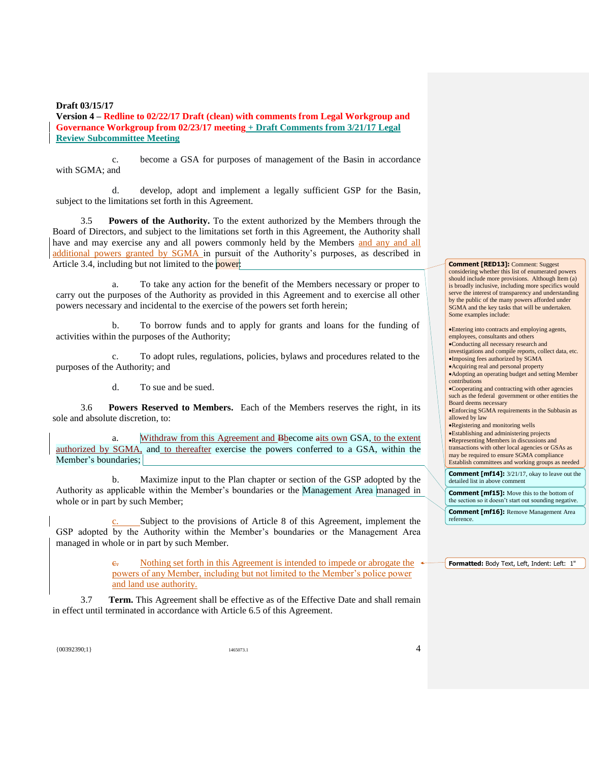**Draft 03/15/17**

**Version 4 – Redline to 02/22/17 Draft (clean) with comments from Legal Workgroup and Governance Workgroup from 02/23/17 meeting + Draft Comments from 3/21/17 Legal Review Subcommittee Meeting**

c. become a GSA for purposes of management of the Basin in accordance with SGMA; and

d. develop, adopt and implement a legally sufficient GSP for the Basin, subject to the limitations set forth in this Agreement.

3.5 **Powers of the Authority.** To the extent authorized by the Members through the Board of Directors, and subject to the limitations set forth in this Agreement, the Authority shall have and may exercise any and all powers commonly held by the Members and any and all additional powers granted by SGMA in pursuit of the Authority's purposes, as described in Article 3.4, including but not limited to the power:

a. To take any action for the benefit of the Members necessary or proper to carry out the purposes of the Authority as provided in this Agreement and to exercise all other powers necessary and incidental to the exercise of the powers set forth herein;

b. To borrow funds and to apply for grants and loans for the funding of activities within the purposes of the Authority;

c. To adopt rules, regulations, policies, bylaws and procedures related to the purposes of the Authority; and

d. To sue and be sued.

3.6 **Powers Reserved to Members.** Each of the Members reserves the right, in its sole and absolute discretion, to:

a. Withdraw from this Agreement and ~~B~~become ~~a~~its own GSA, to the extent authorized by SGMA, and to thereafter exercise the powers conferred to a GSA, within the Member's boundaries;

b. Maximize input to the Plan chapter or section of the GSP adopted by the Authority as applicable within the Member's boundaries or the Management Area managed in whole or in part by such Member;

c. Subject to the provisions of Article 8 of this Agreement, implement the GSP adopted by the Authority within the Member's boundaries or the Management Area managed in whole or in part by such Member.

~~c.~~ Nothing set forth in this Agreement is intended to impede or abrogate the powers of any Member, including but not limited to the Member's police power and land use authority.

3.7 **Term.** This Agreement shall be effective as of the Effective Date and shall remain in effect until terminated in accordance with Article 6.5 of this Agreement.

**Comment [RED13]:** Comment: Suggest considering whether this list of enumerated powers should include more provisions. Although Item (a) is broadly inclusive, including more specifics would serve the interest of transparency and understanding by the public of the many powers afforded under SGMA and the key tasks that will be undertaken. Some examples include:

- Entering into contracts and employing agents, employees, consultants and others
- Conducting all necessary research and investigations and compile reports, collect data, etc.
- Imposing fees authorized by SGMA
- Acquiring real and personal property
- Adopting an operating budget and setting Member contributions
- Cooperating and contracting with other agencies such as the federal government or other entities the Board deems necessary
- Enforcing SGMA requirements in the Subbasin as allowed by law
- Registering and monitoring wells
- Establishing and administering projects
- Representing Members in discussions and transactions with other local agencies or GSAs as may be required to ensure SGMA compliance

Establish committees and working groups as needed

**Comment [mf14]:** 3/21/17, okay to leave out the detailed list in above comment

**Comment [mf15]:** Move this to the bottom of the section so it doesn't start out sounding negative.

**Comment [mf16]:** Remove Management Area reference.

**Formatted:** Body Text, Left, Indent: Left: 1"

{00392390;1} 1465073.1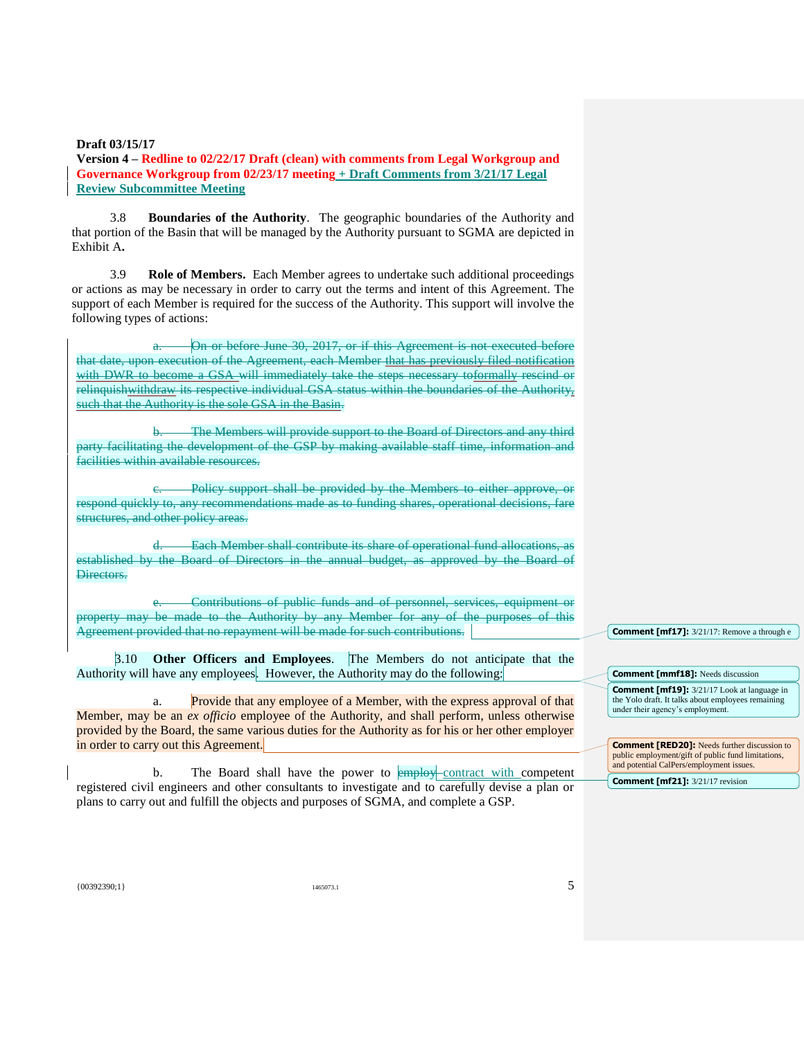**Draft 03/15/17**

**Version 4 – Redline to 02/22/17 Draft (clean) with comments from Legal Workgroup and Governance Workgroup from 02/23/17 meeting + Draft Comments from 3/21/17 Legal Review Subcommittee Meeting**

3.8 **Boundaries of the Authority**. The geographic boundaries of the Authority and that portion of the Basin that will be managed by the Authority pursuant to SGMA are depicted in Exhibit A**.**

3.9 **Role of Members.** Each Member agrees to undertake such additional proceedings or actions as may be necessary in order to carry out the terms and intent of this Agreement. The support of each Member is required for the success of the Authority. This support will involve the following types of actions:

~~a. On or before June 30, 2017, or if this Agreement is not executed before that date, upon execution of the Agreement, each Member that has previously filed notification with DWR to become a GSA will immediately take the steps necessary toformally rescind or relinquishwithdraw its respective individual GSA status within the boundaries of the Authority, such that the Authority is the sole GSA in the Basin.~~

~~b. The Members will provide support to the Board of Directors and any third party facilitating the development of the GSP by making available staff time, information and facilities within available resources.~~

~~c. Policy support shall be provided by the Members to either approve, or respond quickly to, any recommendations made as to funding shares, operational decisions, fare structures, and other policy areas.~~

~~d. Each Member shall contribute its share of operational fund allocations, as established by the Board of Directors in the annual budget, as approved by the Board of Directors.~~

~~e. Contributions of public funds and of personnel, services, equipment or property may be made to the Authority by any Member for any of the purposes of this Agreement provided that no repayment will be made for such contributions.~~

3.10 **Other Officers and Employees**. The Members do not anticipate that the Authority will have any employees. However, the Authority may do the following:

a. Provide that any employee of a Member, with the express approval of that Member, may be an *ex officio* employee of the Authority, and shall perform, unless otherwise provided by the Board, the same various duties for the Authority as for his or her other employer in order to carry out this Agreement.

b. The Board shall have the power to ~~employ~~ contract with competent registered civil engineers and other consultants to investigate and to carefully devise a plan or plans to carry out and fulfill the objects and purposes of SGMA, and complete a GSP.

**Comment [mf17]:** 3/21/17: Remove a through e

**Comment [mmf18]:** Needs discussion

**Comment [mf19]:** 3/21/17 Look at language in the Yolo draft. It talks about employees remaining under their agency's employment.

**Comment [RED20]:** Needs further discussion to public employment/gift of public fund limitations, and potential CalPers/employment issues.

**Comment [mf21]:** 3/21/17 revision

{00392390;1} 1465073.1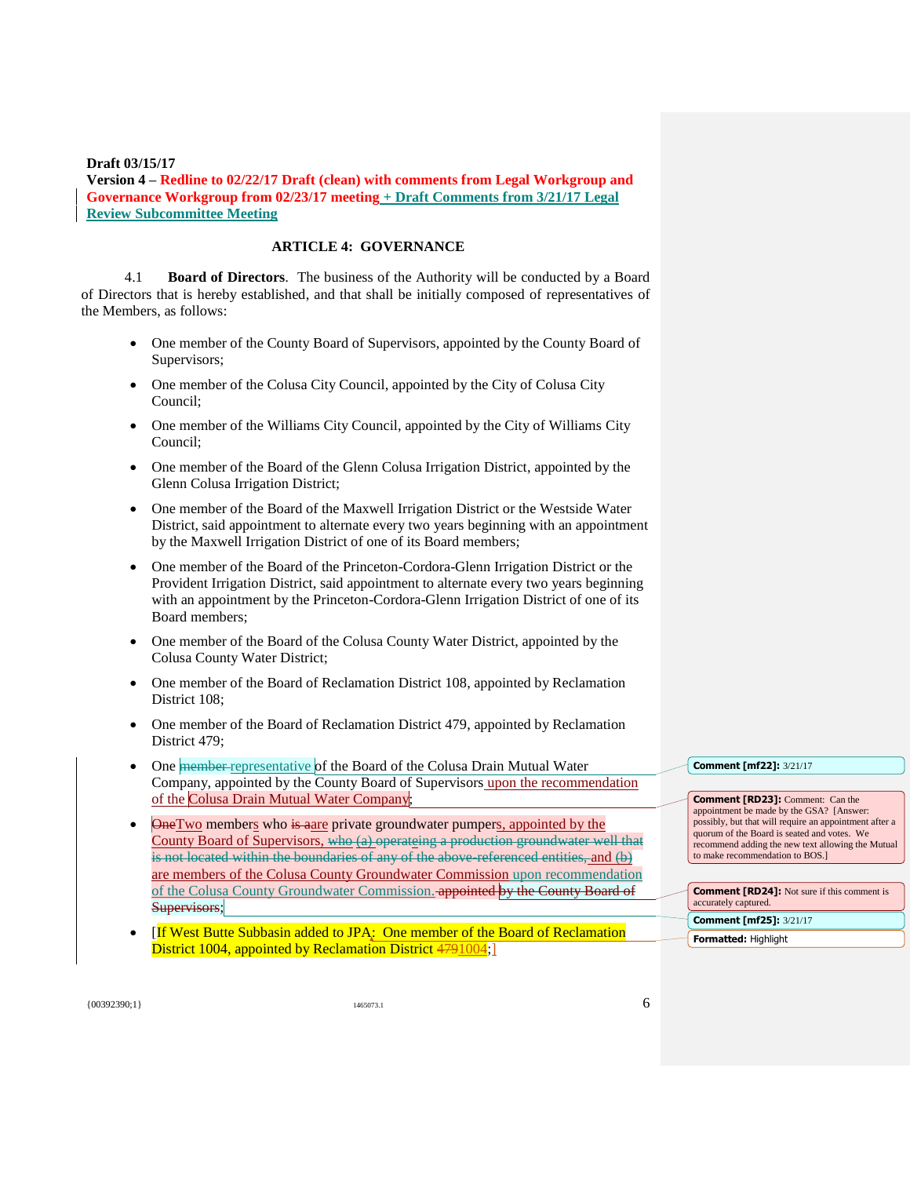**Draft 03/15/17**
**Version 4 – Redline to 02/22/17 Draft (clean) with comments from Legal Workgroup and Governance Workgroup from 02/23/17 meeting + Draft Comments from 3/21/17 Legal Review Subcommittee Meeting**

**ARTICLE 4: GOVERNANCE**

4.1 **Board of Directors**. The business of the Authority will be conducted by a Board of Directors that is hereby established, and that shall be initially composed of representatives of the Members, as follows:

- One member of the County Board of Supervisors, appointed by the County Board of Supervisors;
- One member of the Colusa City Council, appointed by the City of Colusa City Council;
- One member of the Williams City Council, appointed by the City of Williams City Council;
- One member of the Board of the Glenn Colusa Irrigation District, appointed by the Glenn Colusa Irrigation District;
- One member of the Board of the Maxwell Irrigation District or the Westside Water District, said appointment to alternate every two years beginning with an appointment by the Maxwell Irrigation District of one of its Board members;
- One member of the Board of the Princeton-Cordora-Glenn Irrigation District or the Provident Irrigation District, said appointment to alternate every two years beginning with an appointment by the Princeton-Cordora-Glenn Irrigation District of one of its Board members;
- One member of the Board of the Colusa County Water District, appointed by the Colusa County Water District;
- One member of the Board of Reclamation District 108, appointed by Reclamation District 108;
- One member of the Board of Reclamation District 479, appointed by Reclamation District 479;
- One ~~member~~ representative of the Board of the Colusa Drain Mutual Water Company, appointed by the County Board of Supervisors upon the recommendation of the Colusa Drain Mutual Water Company;
- ~~One~~Two members who ~~is a~~are private groundwater pumpers, appointed by the County Board of Supervisors, ~~who (a) operateing a production groundwater well that is not located within the boundaries of any of the above-referenced entities,~~ and ~~(b)~~ are members of the Colusa County Groundwater Commission upon recommendation of the Colusa County Groundwater Commission. ~~appointed by the County Board of Supervisors~~;
- [If West Butte Subbasin added to JPA~~;~~: One member of the Board of Reclamation District 1004, appointed by Reclamation District ~~479~~1004;]

Comment [mf22]: 3/21/17

Comment [RD23]: Comment: Can the appointment be made by the GSA? [Answer: possibly, but that will require an appointment after a quorum of the Board is seated and votes. We recommend adding the new text allowing the Mutual to make recommendation to BOS.]

Comment [RD24]: Not sure if this comment is accurately captured.

Comment [mf25]: 3/21/17

Formatted: Highlight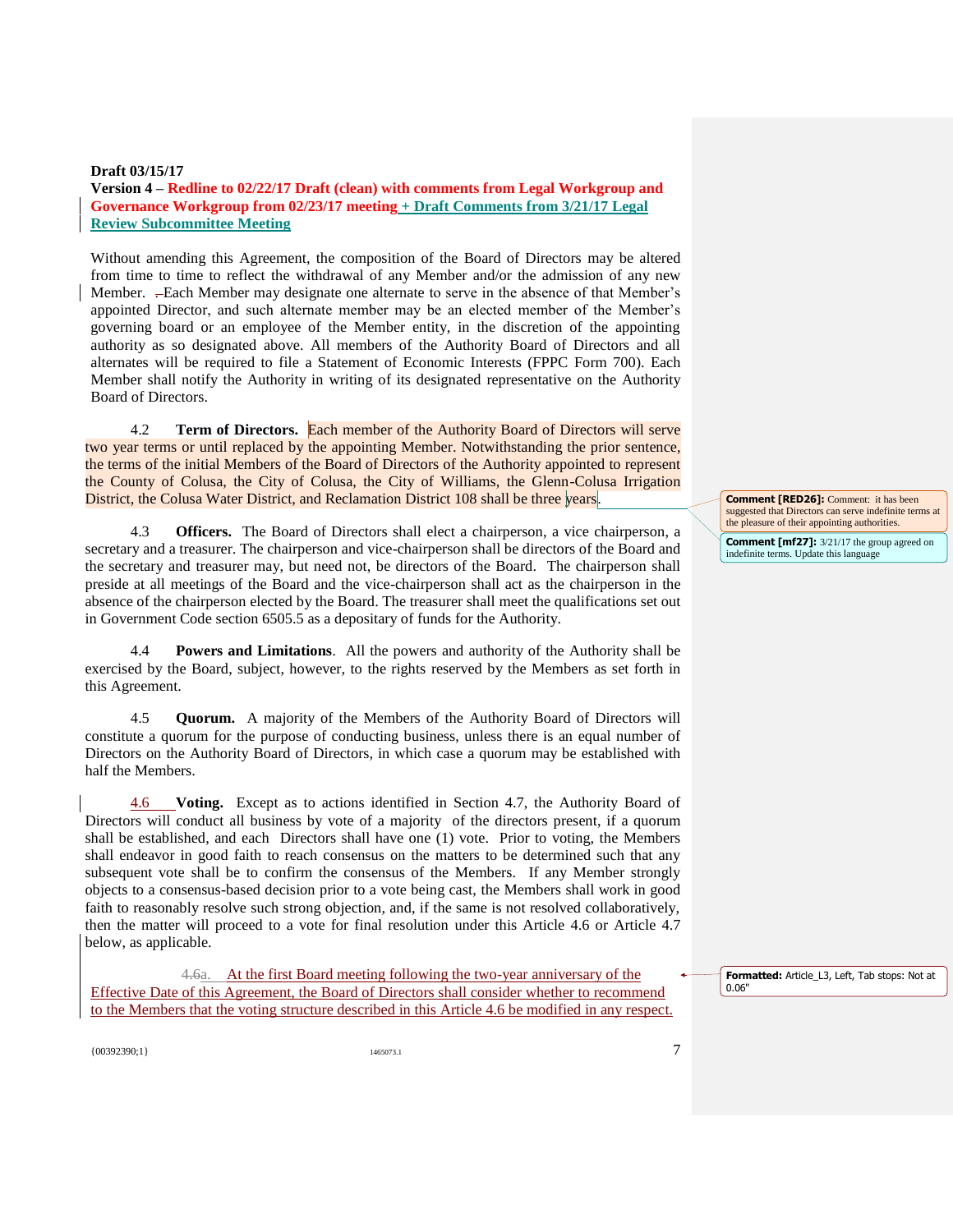**Draft 03/15/17**

**Version 4 – Redline to 02/22/17 Draft (clean) with comments from Legal Workgroup and Governance Workgroup from 02/23/17 meeting + Draft Comments from 3/21/17 Legal Review Subcommittee Meeting**

Without amending this Agreement, the composition of the Board of Directors may be altered from time to time to reflect the withdrawal of any Member and/or the admission of any new Member. Each Member may designate one alternate to serve in the absence of that Member's appointed Director, and such alternate member may be an elected member of the Member's governing board or an employee of the Member entity, in the discretion of the appointing authority as so designated above. All members of the Authority Board of Directors and all alternates will be required to file a Statement of Economic Interests (FPPC Form 700). Each Member shall notify the Authority in writing of its designated representative on the Authority Board of Directors.

4.2 **Term of Directors.** Each member of the Authority Board of Directors will serve two year terms or until replaced by the appointing Member. Notwithstanding the prior sentence, the terms of the initial Members of the Board of Directors of the Authority appointed to represent the County of Colusa, the City of Colusa, the City of Williams, the Glenn-Colusa Irrigation District, the Colusa Water District, and Reclamation District 108 shall be three years.

> **Comment [RED26]:** Comment: it has been suggested that Directors can serve indefinite terms at the pleasure of their appointing authorities.

> **Comment [mf27]:** 3/21/17 the group agreed on indefinite terms. Update this language

4.3 **Officers.** The Board of Directors shall elect a chairperson, a vice chairperson, a secretary and a treasurer. The chairperson and vice-chairperson shall be directors of the Board and the secretary and treasurer may, but need not, be directors of the Board. The chairperson shall preside at all meetings of the Board and the vice-chairperson shall act as the chairperson in the absence of the chairperson elected by the Board. The treasurer shall meet the qualifications set out in Government Code section 6505.5 as a depositary of funds for the Authority.

4.4 **Powers and Limitations**. All the powers and authority of the Authority shall be exercised by the Board, subject, however, to the rights reserved by the Members as set forth in this Agreement.

4.5 **Quorum.** A majority of the Members of the Authority Board of Directors will constitute a quorum for the purpose of conducting business, unless there is an equal number of Directors on the Authority Board of Directors, in which case a quorum may be established with half the Members.

4.6 **Voting.** Except as to actions identified in Section 4.7, the Authority Board of Directors will conduct all business by vote of a majority of the directors present, if a quorum shall be established, and each Directors shall have one (1) vote. Prior to voting, the Members shall endeavor in good faith to reach consensus on the matters to be determined such that any subsequent vote shall be to confirm the consensus of the Members. If any Member strongly objects to a consensus-based decision prior to a vote being cast, the Members shall work in good faith to reasonably resolve such strong objection, and, if the same is not resolved collaboratively, then the matter will proceed to a vote for final resolution under this Article 4.6 or Article 4.7 below, as applicable.

~~4.6~~a. At the first Board meeting following the two-year anniversary of the Effective Date of this Agreement, the Board of Directors shall consider whether to recommend to the Members that the voting structure described in this Article 4.6 be modified in any respect.

> **Formatted:** Article_L3, Left, Tab stops: Not at 0.06"

{00392390;1} 1465073.1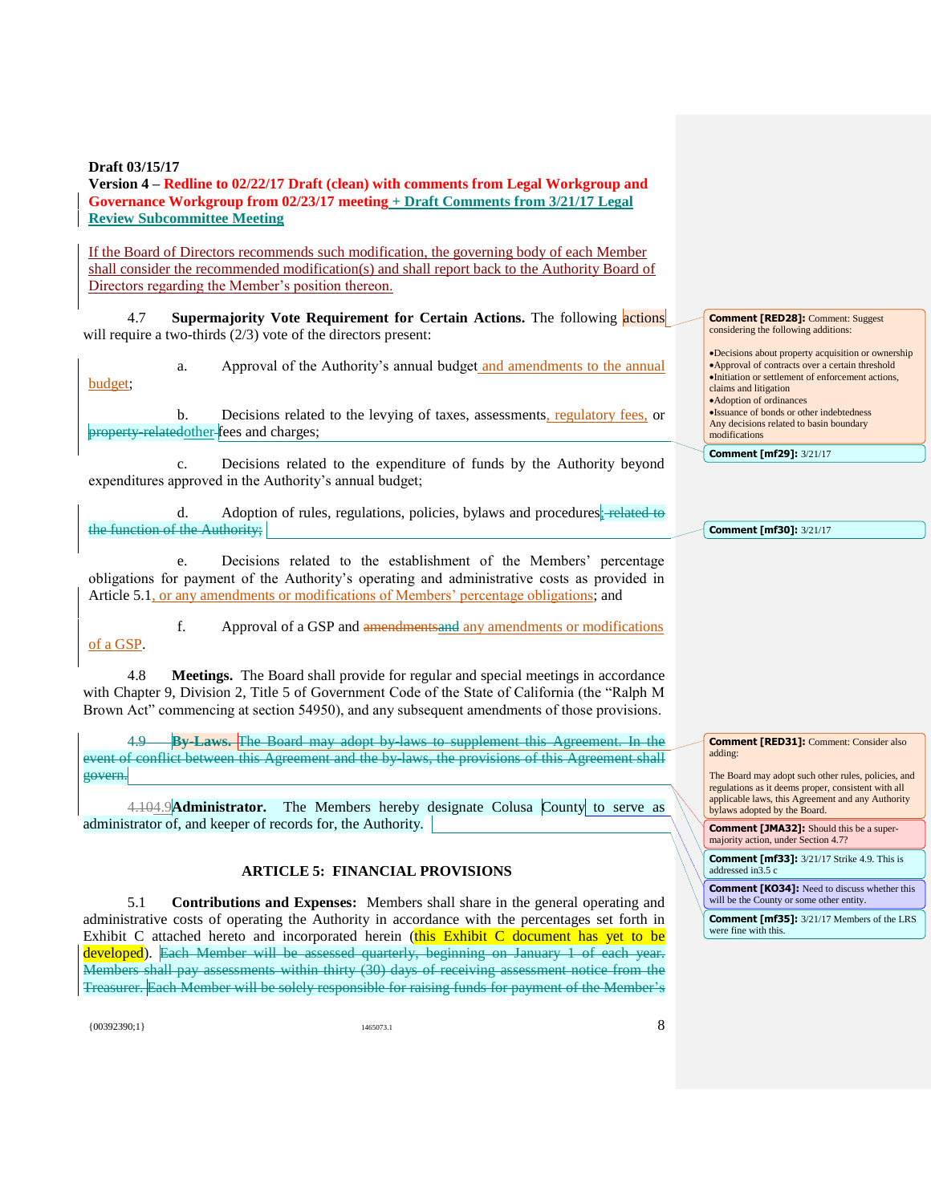**Draft 03/15/17**
**Version 4 – Redline to 02/22/17 Draft (clean) with comments from Legal Workgroup and Governance Workgroup from 02/23/17 meeting + Draft Comments from 3/21/17 Legal Review Subcommittee Meeting**

If the Board of Directors recommends such modification, the governing body of each Member shall consider the recommended modification(s) and shall report back to the Authority Board of Directors regarding the Member's position thereon.

4.7 **Supermajority Vote Requirement for Certain Actions.** The following actions will require a two-thirds (2/3) vote of the directors present:

a. Approval of the Authority's annual budget and amendments to the annual budget;

b. Decisions related to the levying of taxes, assessments, regulatory fees, or ~~property-related~~other fees and charges;

c. Decisions related to the expenditure of funds by the Authority beyond expenditures approved in the Authority's annual budget;

d. Adoption of rules, regulations, policies, bylaws and procedures~~; related to the function of the Authority;~~

e. Decisions related to the establishment of the Members' percentage obligations for payment of the Authority's operating and administrative costs as provided in Article 5.1, or any amendments or modifications of Members' percentage obligations; and

f. Approval of a GSP and ~~amendments~~and any amendments or modifications of a GSP.

4.8 **Meetings.** The Board shall provide for regular and special meetings in accordance with Chapter 9, Division 2, Title 5 of Government Code of the State of California (the "Ralph M Brown Act" commencing at section 54950), and any subsequent amendments of those provisions.

~~4.9 **By-Laws.** The Board may adopt by-laws to supplement this Agreement. In the event of conflict between this Agreement and the by-laws, the provisions of this Agreement shall govern.~~

~~4.10~~4.9 **Administrator.** The Members hereby designate Colusa County to serve as administrator of, and keeper of records for, the Authority.

## ARTICLE 5: FINANCIAL PROVISIONS

5.1 **Contributions and Expenses:** Members shall share in the general operating and administrative costs of operating the Authority in accordance with the percentages set forth in Exhibit C attached hereto and incorporated herein (this Exhibit C document has yet to be developed). ~~Each Member will be assessed quarterly, beginning on January 1 of each year. Members shall pay assessments within thirty (30) days of receiving assessment notice from the Treasurer.~~ Each Member will be solely responsible for raising funds for payment of the Member's

---

**Comment [RED28]:** Comment: Suggest considering the following additions:

- Decisions about property acquisition or ownership
- Approval of contracts over a certain threshold
- Initiation or settlement of enforcement actions, claims and litigation
- Adoption of ordinances
- Issuance of bonds or other indebtedness

Any decisions related to basin boundary modifications

**Comment [mf29]:** 3/21/17

**Comment [mf30]:** 3/21/17

**Comment [RED31]:** Comment: Consider also adding:

The Board may adopt such other rules, policies, and regulations as it deems proper, consistent with all applicable laws, this Agreement and any Authority bylaws adopted by the Board.

**Comment [JMA32]:** Should this be a super-majority action, under Section 4.7?

**Comment [mf33]:** 3/21/17 Strike 4.9. This is addressed in3.5 c

**Comment [KO34]:** Need to discuss whether this will be the County or some other entity.

**Comment [mf35]:** 3/21/17 Members of the LRS were fine with this.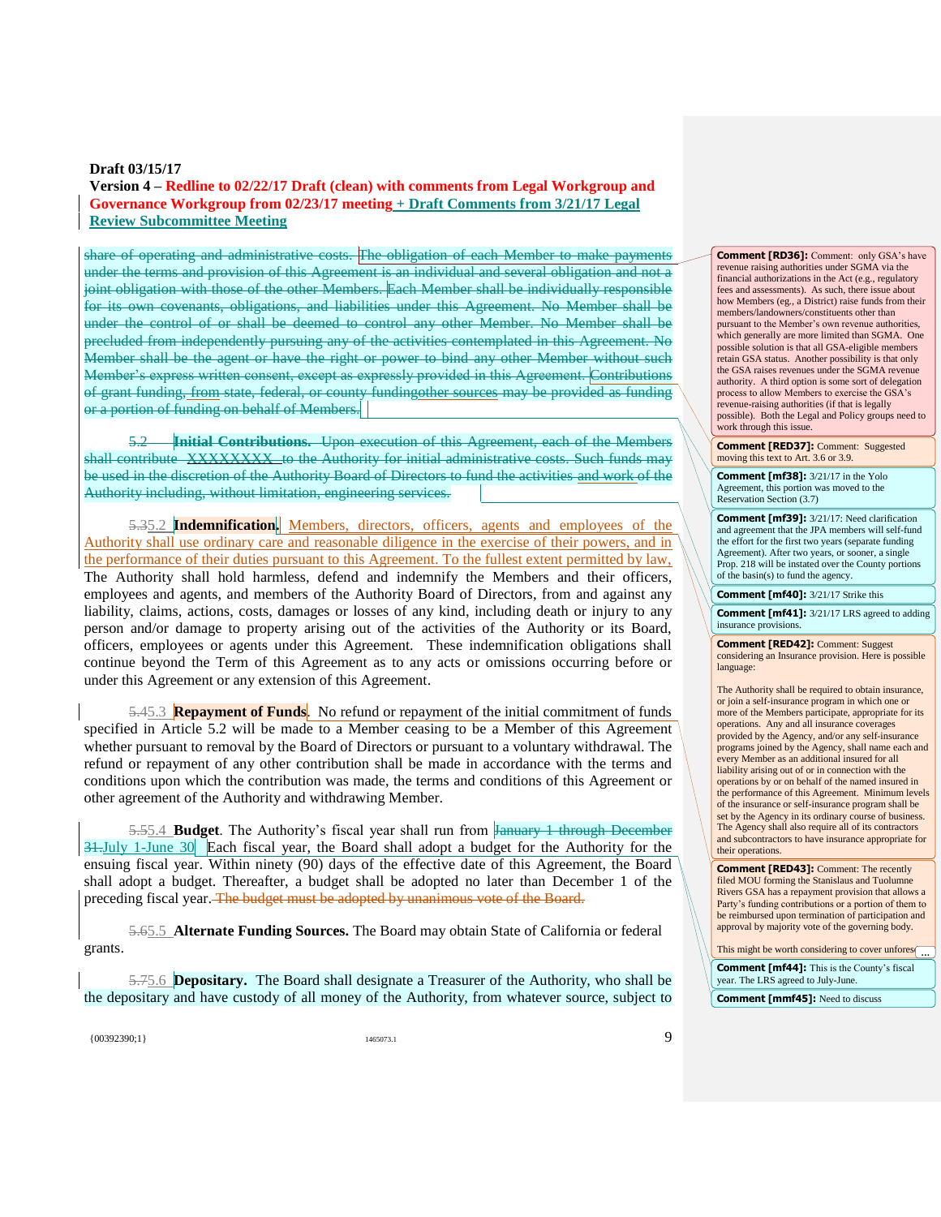**Draft 03/15/17**

**Version 4 – Redline to 02/22/17 Draft (clean) with comments from Legal Workgroup and Governance Workgroup from 02/23/17 meeting + Draft Comments from 3/21/17 Legal Review Subcommittee Meeting**

~~share of operating and administrative costs. The obligation of each Member to make payments under the terms and provision of this Agreement is an individual and several obligation and not a joint obligation with those of the other Members. Each Member shall be individually responsible for its own covenants, obligations, and liabilities under this Agreement. No Member shall be under the control of or shall be deemed to control any other Member. No Member shall be precluded from independently pursuing any of the activities contemplated in this Agreement. No Member shall be the agent or have the right or power to bind any other Member without such Member's express written consent, except as expressly provided in this Agreement. Contributions of grant funding, from state, federal, or county funding~~other sources ~~may be provided as funding or a portion of funding on behalf of Members.~~

~~5.2 **Initial Contributions.** Upon execution of this Agreement, each of the Members shall contribute XXXXXXXX to the Authority for initial administrative costs. Such funds may be used in the discretion of the Authority Board of Directors to fund the activities and work of the Authority including, without limitation, engineering services.~~

~~5.3~~5.2 **Indemnification.** Members, directors, officers, agents and employees of the Authority shall use ordinary care and reasonable diligence in the exercise of their powers, and in the performance of their duties pursuant to this Agreement. To the fullest extent permitted by law, The Authority shall hold harmless, defend and indemnify the Members and their officers, employees and agents, and members of the Authority Board of Directors, from and against any liability, claims, actions, costs, damages or losses of any kind, including death or injury to any person and/or damage to property arising out of the activities of the Authority or its Board, officers, employees or agents under this Agreement. These indemnification obligations shall continue beyond the Term of this Agreement as to any acts or omissions occurring before or under this Agreement or any extension of this Agreement.

~~5.4~~5.3 **Repayment of Funds**. No refund or repayment of the initial commitment of funds specified in Article 5.2 will be made to a Member ceasing to be a Member of this Agreement whether pursuant to removal by the Board of Directors or pursuant to a voluntary withdrawal. The refund or repayment of any other contribution shall be made in accordance with the terms and conditions upon which the contribution was made, the terms and conditions of this Agreement or other agreement of the Authority and withdrawing Member.

~~5.5~~5.4 **Budget**. The Authority's fiscal year shall run from ~~January 1 through December 31.~~July 1-June 30. Each fiscal year, the Board shall adopt a budget for the Authority for the ensuing fiscal year. Within ninety (90) days of the effective date of this Agreement, the Board shall adopt a budget. Thereafter, a budget shall be adopted no later than December 1 of the preceding fiscal year. ~~The budget must be adopted by unanimous vote of the Board.~~

~~5.6~~5.5 **Alternate Funding Sources.** The Board may obtain State of California or federal grants.

~~5.7~~5.6 **Depositary.** The Board shall designate a Treasurer of the Authority, who shall be the depositary and have custody of all money of the Authority, from whatever source, subject to

---

**Comment [RD36]:** Comment: only GSA's have revenue raising authorities under SGMA via the financial authorizations in the Act (e.g., regulatory fees and assessments). As such, there issue about how Members (eg., a District) raise funds from their members/landowners/constituents other than pursuant to the Member's own revenue authorities, which generally are more limited than SGMA. One possible solution is that all GSA-eligible members retain GSA status. Another possibility is that only the GSA raises revenues under the SGMA revenue authority. A third option is some sort of delegation process to allow Members to exercise the GSA's revenue-raising authorities (if that is legally possible). Both the Legal and Policy groups need to work through this issue.

**Comment [RED37]:** Comment: Suggested moving this text to Art. 3.6 or 3.9.

**Comment [mf38]:** 3/21/17 in the Yolo Agreement, this portion was moved to the Reservation Section (3.7)

**Comment [mf39]:** 3/21/17: Need clarification and agreement that the JPA members will self-fund the effort for the first two years (separate funding Agreement). After two years, or sooner, a single Prop. 218 will be instated over the County portions of the basin(s) to fund the agency.

**Comment [mf40]:** 3/21/17 Strike this

**Comment [mf41]:** 3/21/17 LRS agreed to adding insurance provisions.

**Comment [RED42]:** Comment: Suggest considering an Insurance provision. Here is possible language:

The Authority shall be required to obtain insurance, or join a self-insurance program in which one or more of the Members participate, appropriate for its operations. Any and all insurance coverages provided by the Agency, and/or any self-insurance programs joined by the Agency, shall name each and every Member as an additional insured for all liability arising out of or in connection with the operations by or on behalf of the named insured in the performance of this Agreement. Minimum levels of the insurance or self-insurance program shall be set by the Agency in its ordinary course of business. The Agency shall also require all of its contractors and subcontractors to have insurance appropriate for their operations.

**Comment [RED43]:** Comment: The recently filed MOU forming the Stanislaus and Tuolumne Rivers GSA has a repayment provision that allows a Party's funding contributions or a portion of them to be reimbursed upon termination of participation and approval by majority vote of the governing body.

This might be worth considering to cover unfores...

**Comment [mf44]:** This is the County's fiscal year. The LRS agreed to July-June.

**Comment [mmf45]:** Need to discuss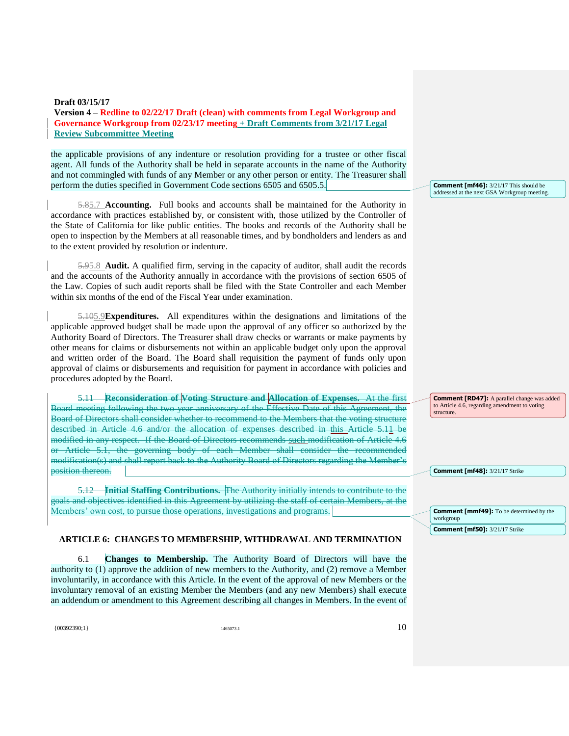**Draft 03/15/17**

**Version 4 – Redline to 02/22/17 Draft (clean) with comments from Legal Workgroup and Governance Workgroup from 02/23/17 meeting + Draft Comments from 3/21/17 Legal Review Subcommittee Meeting**

the applicable provisions of any indenture or resolution providing for a trustee or other fiscal agent. All funds of the Authority shall be held in separate accounts in the name of the Authority and not commingled with funds of any Member or any other person or entity. The Treasurer shall perform the duties specified in Government Code sections 6505 and 6505.5.

> **Comment [mf46]:** 3/21/17 This should be addressed at the next GSA Workgroup meeting.

~~5.8~~5.7 **Accounting.** Full books and accounts shall be maintained for the Authority in accordance with practices established by, or consistent with, those utilized by the Controller of the State of California for like public entities. The books and records of the Authority shall be open to inspection by the Members at all reasonable times, and by bondholders and lenders as and to the extent provided by resolution or indenture.

~~5.9~~5.8 **Audit.** A qualified firm, serving in the capacity of auditor, shall audit the records and the accounts of the Authority annually in accordance with the provisions of section 6505 of the Law. Copies of such audit reports shall be filed with the State Controller and each Member within six months of the end of the Fiscal Year under examination.

~~5.10~~5.9 **Expenditures.** All expenditures within the designations and limitations of the applicable approved budget shall be made upon the approval of any officer so authorized by the Authority Board of Directors. The Treasurer shall draw checks or warrants or make payments by other means for claims or disbursements not within an applicable budget only upon the approval and written order of the Board. The Board shall requisition the payment of funds only upon approval of claims or disbursements and requisition for payment in accordance with policies and procedures adopted by the Board.

~~5.11 **Reconsideration of Voting Structure and Allocation of Expenses.** At the first Board meeting following the two-year anniversary of the Effective Date of this Agreement, the Board of Directors shall consider whether to recommend to the Members that the voting structure described in Article 4.6 and/or the allocation of expenses described in this Article 5.11 be modified in any respect. If the Board of Directors recommends such modification of Article 4.6 or Article 5.1, the governing body of each Member shall consider the recommended modification(s) and shall report back to the Authority Board of Directors regarding the Member's position thereon.~~

> **Comment [RD47]:** A parallel change was added to Article 4.6, regarding amendment to voting structure.

> **Comment [mf48]:** 3/21/17 Strike

~~5.12 **Initial Staffing Contributions.** The Authority initially intends to contribute to the goals and objectives identified in this Agreement by utilizing the staff of certain Members, at the Members' own cost, to pursue those operations, investigations and programs.~~

> **Comment [mmf49]:** To be determined by the workgroup

> **Comment [mf50]:** 3/21/17 Strike

## ARTICLE 6: CHANGES TO MEMBERSHIP, WITHDRAWAL AND TERMINATION

6.1 **Changes to Membership.** The Authority Board of Directors will have the authority to (1) approve the addition of new members to the Authority, and (2) remove a Member involuntarily, in accordance with this Article. In the event of the approval of new Members or the involuntary removal of an existing Member the Members (and any new Members) shall execute an addendum or amendment to this Agreement describing all changes in Members. In the event of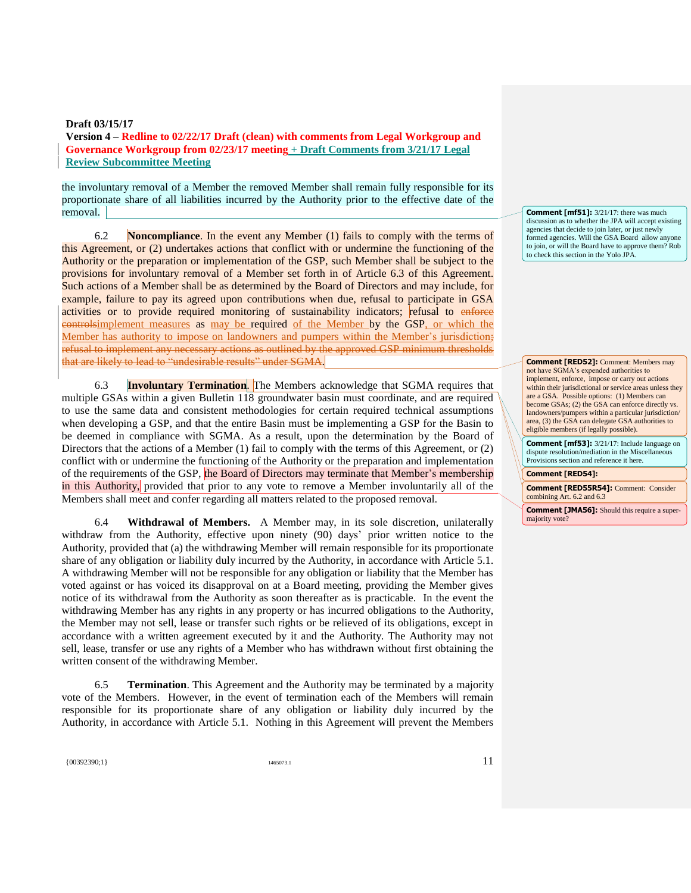**Draft 03/15/17**
**Version 4 – Redline to 02/22/17 Draft (clean) with comments from Legal Workgroup and Governance Workgroup from 02/23/17 meeting + Draft Comments from 3/21/17 Legal Review Subcommittee Meeting**

the involuntary removal of a Member the removed Member shall remain fully responsible for its proportionate share of all liabilities incurred by the Authority prior to the effective date of the removal.

6.2 **Noncompliance**. In the event any Member (1) fails to comply with the terms of this Agreement, or (2) undertakes actions that conflict with or undermine the functioning of the Authority or the preparation or implementation of the GSP, such Member shall be subject to the provisions for involuntary removal of a Member set forth in of Article 6.3 of this Agreement. Such actions of a Member shall be as determined by the Board of Directors and may include, for example, failure to pay its agreed upon contributions when due, refusal to participate in GSA activities or to provide required monitoring of sustainability indicators; refusal to ~~enforce controls~~implement measures as may be required of the Member by the GSP, or which the Member has authority to impose on landowners and pumpers within the Member's jurisdiction~~; refusal to implement any necessary actions as outlined by the approved GSP minimum thresholds that are likely to lead to "undesirable results" under SGMA~~.

6.3 **Involuntary Termination**. The Members acknowledge that SGMA requires that multiple GSAs within a given Bulletin 118 groundwater basin must coordinate, and are required to use the same data and consistent methodologies for certain required technical assumptions when developing a GSP, and that the entire Basin must be implementing a GSP for the Basin to be deemed in compliance with SGMA. As a result, upon the determination by the Board of Directors that the actions of a Member (1) fail to comply with the terms of this Agreement, or (2) conflict with or undermine the functioning of the Authority or the preparation and implementation of the requirements of the GSP, the Board of Directors may terminate that Member's membership in this Authority, provided that prior to any vote to remove a Member involuntarily all of the Members shall meet and confer regarding all matters related to the proposed removal.

6.4 **Withdrawal of Members.** A Member may, in its sole discretion, unilaterally withdraw from the Authority, effective upon ninety (90) days' prior written notice to the Authority, provided that (a) the withdrawing Member will remain responsible for its proportionate share of any obligation or liability duly incurred by the Authority, in accordance with Article 5.1. A withdrawing Member will not be responsible for any obligation or liability that the Member has voted against or has voiced its disapproval on at a Board meeting, providing the Member gives notice of its withdrawal from the Authority as soon thereafter as is practicable. In the event the withdrawing Member has any rights in any property or has incurred obligations to the Authority, the Member may not sell, lease or transfer such rights or be relieved of its obligations, except in accordance with a written agreement executed by it and the Authority. The Authority may not sell, lease, transfer or use any rights of a Member who has withdrawn without first obtaining the written consent of the withdrawing Member.

6.5 **Termination**. This Agreement and the Authority may be terminated by a majority vote of the Members. However, in the event of termination each of the Members will remain responsible for its proportionate share of any obligation or liability duly incurred by the Authority, in accordance with Article 5.1. Nothing in this Agreement will prevent the Members

---

**Comment [mf51]:** 3/21/17: there was much discussion as to whether the JPA will accept existing agencies that decide to join later, or just newly formed agencies. Will the GSA Board allow anyone to join, or will the Board have to approve them? Rob to check this section in the Yolo JPA.

**Comment [RED52]:** Comment: Members may not have SGMA's expended authorities to implement, enforce, impose or carry out actions within their jurisdictional or service areas unless they are a GSA. Possible options: (1) Members can become GSAs; (2) the GSA can enforce directly vs. landowners/pumpers within a particular jurisdiction/area, (3) the GSA can delegate GSA authorities to eligible members (if legally possible).

**Comment [mf53]:** 3/21/17: Include language on dispute resolution/mediation in the Miscellaneous Provisions section and reference it here.

**Comment [RED54]:**

**Comment [RED55R54]:** Comment: Consider combining Art. 6.2 and 6.3

**Comment [JMA56]:** Should this require a super-majority vote?

{00392390;1} 1465073.1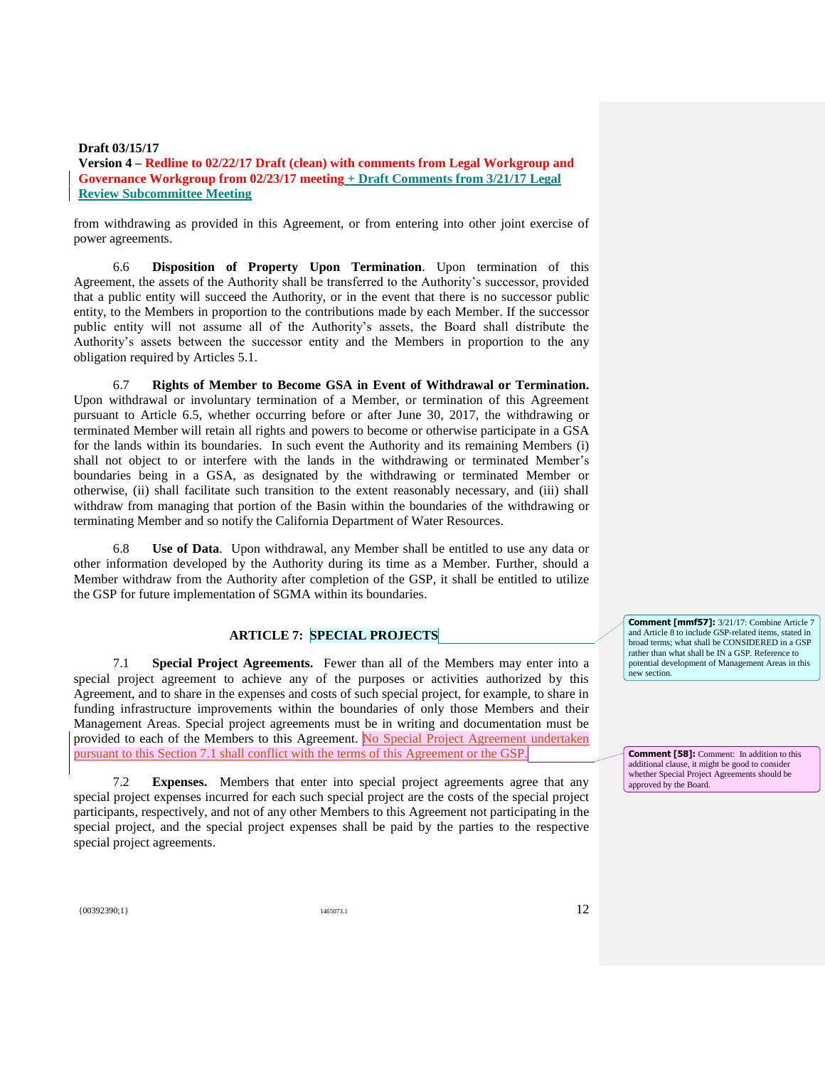**Draft 03/15/17**
**Version 4 – Redline to 02/22/17 Draft (clean) with comments from Legal Workgroup and Governance Workgroup from 02/23/17 meeting + Draft Comments from 3/21/17 Legal Review Subcommittee Meeting**

from withdrawing as provided in this Agreement, or from entering into other joint exercise of power agreements.

6.6 **Disposition of Property Upon Termination**. Upon termination of this Agreement, the assets of the Authority shall be transferred to the Authority's successor, provided that a public entity will succeed the Authority, or in the event that there is no successor public entity, to the Members in proportion to the contributions made by each Member. If the successor public entity will not assume all of the Authority's assets, the Board shall distribute the Authority's assets between the successor entity and the Members in proportion to the any obligation required by Articles 5.1.

6.7 **Rights of Member to Become GSA in Event of Withdrawal or Termination.** Upon withdrawal or involuntary termination of a Member, or termination of this Agreement pursuant to Article 6.5, whether occurring before or after June 30, 2017, the withdrawing or terminated Member will retain all rights and powers to become or otherwise participate in a GSA for the lands within its boundaries. In such event the Authority and its remaining Members (i) shall not object to or interfere with the lands in the withdrawing or terminated Member's boundaries being in a GSA, as designated by the withdrawing or terminated Member or otherwise, (ii) shall facilitate such transition to the extent reasonably necessary, and (iii) shall withdraw from managing that portion of the Basin within the boundaries of the withdrawing or terminating Member and so notify the California Department of Water Resources.

6.8 **Use of Data**. Upon withdrawal, any Member shall be entitled to use any data or other information developed by the Authority during its time as a Member. Further, should a Member withdraw from the Authority after completion of the GSP, it shall be entitled to utilize the GSP for future implementation of SGMA within its boundaries.

## ARTICLE 7: SPECIAL PROJECTS

> **Comment [mmf57]:** 3/21/17: Combine Article 7 and Article 8 to include GSP-related items, stated in broad terms; what shall be CONSIDERED in a GSP rather than what shall be IN a GSP. Reference to potential development of Management Areas in this new section.

7.1 **Special Project Agreements.** Fewer than all of the Members may enter into a special project agreement to achieve any of the purposes or activities authorized by this Agreement, and to share in the expenses and costs of such special project, for example, to share in funding infrastructure improvements within the boundaries of only those Members and their Management Areas. Special project agreements must be in writing and documentation must be provided to each of the Members to this Agreement. No Special Project Agreement undertaken pursuant to this Section 7.1 shall conflict with the terms of this Agreement or the GSP.

> **Comment [58]:** Comment: In addition to this additional clause, it might be good to consider whether Special Project Agreements should be approved by the Board.

7.2 **Expenses.** Members that enter into special project agreements agree that any special project expenses incurred for each such special project are the costs of the special project participants, respectively, and not of any other Members to this Agreement not participating in the special project, and the special project expenses shall be paid by the parties to the respective special project agreements.

{00392390;1} 1465073.1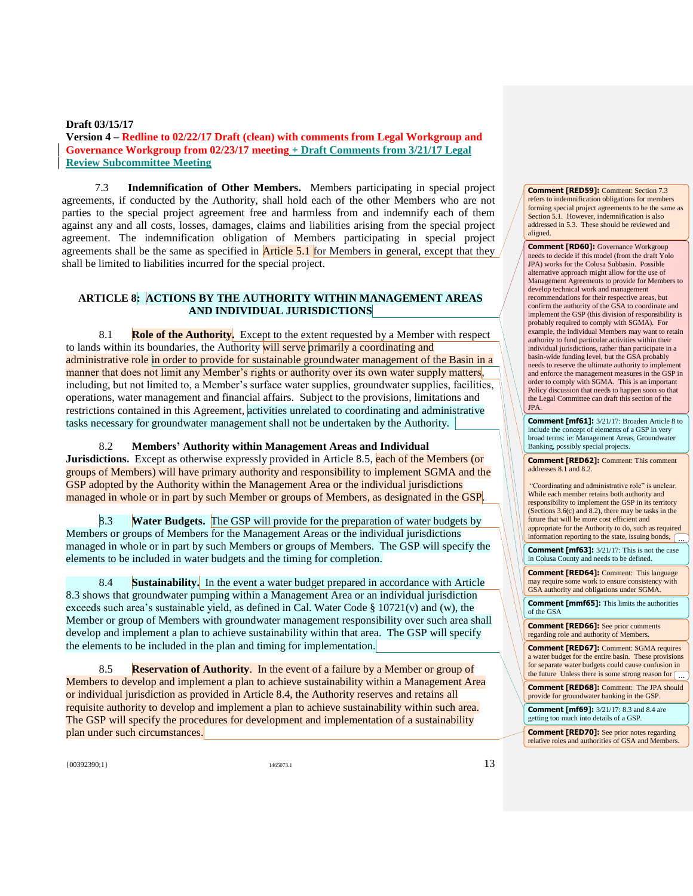**Draft 03/15/17**

**Version 4 – Redline to 02/22/17 Draft (clean) with comments from Legal Workgroup and Governance Workgroup from 02/23/17 meeting + Draft Comments from 3/21/17 Legal Review Subcommittee Meeting**

7.3 **Indemnification of Other Members.** Members participating in special project agreements, if conducted by the Authority, shall hold each of the other Members who are not parties to the special project agreement free and harmless from and indemnify each of them against any and all costs, losses, damages, claims and liabilities arising from the special project agreement. The indemnification obligation of Members participating in special project agreements shall be the same as specified in Article 5.1 for Members in general, except that they shall be limited to liabilities incurred for the special project.

## ARTICLE 8: ACTIONS BY THE AUTHORITY WITHIN MANAGEMENT AREAS AND INDIVIDUAL JURISDICTIONS

8.1 **Role of the Authority.** Except to the extent requested by a Member with respect to lands within its boundaries, the Authority will serve primarily a coordinating and administrative role in order to provide for sustainable groundwater management of the Basin in a manner that does not limit any Member's rights or authority over its own water supply matters, including, but not limited to, a Member's surface water supplies, groundwater supplies, facilities, operations, water management and financial affairs. Subject to the provisions, limitations and restrictions contained in this Agreement, activities unrelated to coordinating and administrative tasks necessary for groundwater management shall not be undertaken by the Authority.

8.2 **Members' Authority within Management Areas and Individual Jurisdictions.** Except as otherwise expressly provided in Article 8.5, each of the Members (or groups of Members) will have primary authority and responsibility to implement SGMA and the GSP adopted by the Authority within the Management Area or the individual jurisdictions managed in whole or in part by such Member or groups of Members, as designated in the GSP.

8.3 **Water Budgets.** The GSP will provide for the preparation of water budgets by Members or groups of Members for the Management Areas or the individual jurisdictions managed in whole or in part by such Members or groups of Members. The GSP will specify the elements to be included in water budgets and the timing for completion.

8.4 **Sustainability.** In the event a water budget prepared in accordance with Article 8.3 shows that groundwater pumping within a Management Area or an individual jurisdiction exceeds such area's sustainable yield, as defined in Cal. Water Code § 10721(v) and (w), the Member or group of Members with groundwater management responsibility over such area shall develop and implement a plan to achieve sustainability within that area. The GSP will specify the elements to be included in the plan and timing for implementation.

8.5 **Reservation of Authority**. In the event of a failure by a Member or group of Members to develop and implement a plan to achieve sustainability within a Management Area or individual jurisdiction as provided in Article 8.4, the Authority reserves and retains all requisite authority to develop and implement a plan to achieve sustainability within such area. The GSP will specify the procedures for development and implementation of a sustainability plan under such circumstances.

**Comment [RED59]:** Comment: Section 7.3 refers to indemnification obligations for members forming special project agreements to be the same as Section 5.1. However, indemnification is also addressed in 5.3. These should be reviewed and aligned.

**Comment [RD60]:** Governance Workgroup needs to decide if this model (from the draft Yolo JPA) works for the Colusa Subbasin. Possible alternative approach might allow for the use of Management Agreements to provide for Members to develop technical work and management recommendations for their respective areas, but confirm the authority of the GSA to coordinate and implement the GSP (this division of responsibility is probably required to comply with SGMA). For example, the individual Members may want to retain authority to fund particular activities within their individual jurisdictions, rather than participate in a basin-wide funding level, but the GSA probably needs to reserve the ultimate authority to implement and enforce the management measures in the GSP in order to comply with SGMA. This is an important Policy discussion that needs to happen soon so that the Legal Committee can draft this section of the JPA.

**Comment [mf61]:** 3/21/17: Broaden Article 8 to include the concept of elements of a GSP in very broad terms: ie: Management Areas, Groundwater Banking, possibly special projects.

**Comment [RED62]:** Comment: This comment addresses 8.1 and 8.2.

"Coordinating and administrative role" is unclear. While each member retains both authority and responsibility to implement the GSP in its territory (Sections 3.6(c) and 8.2), there may be tasks in the future that will be more cost efficient and appropriate for the Authority to do, such as required information reporting to the state, issuing bonds, ...

**Comment [mf63]:** 3/21/17: This is not the case in Colusa County and needs to be defined.

**Comment [RED64]:** Comment: This language may require some work to ensure consistency with GSA authority and obligations under SGMA.

**Comment [mmf65]:** This limits the authorities of the GSA

**Comment [RED66]:** See prior comments regarding role and authority of Members.

**Comment [RED67]:** Comment: SGMA requires a water budget for the entire basin. These provisions for separate water budgets could cause confusion in the future Unless there is some strong reason for ...

**Comment [RED68]:** Comment: The JPA should provide for groundwater banking in the GSP.

**Comment [mf69]:** 3/21/17: 8.3 and 8.4 are getting too much into details of a GSP.

**Comment [RED70]:** See prior notes regarding relative roles and authorities of GSA and Members.

{00392390;1} 1465073.1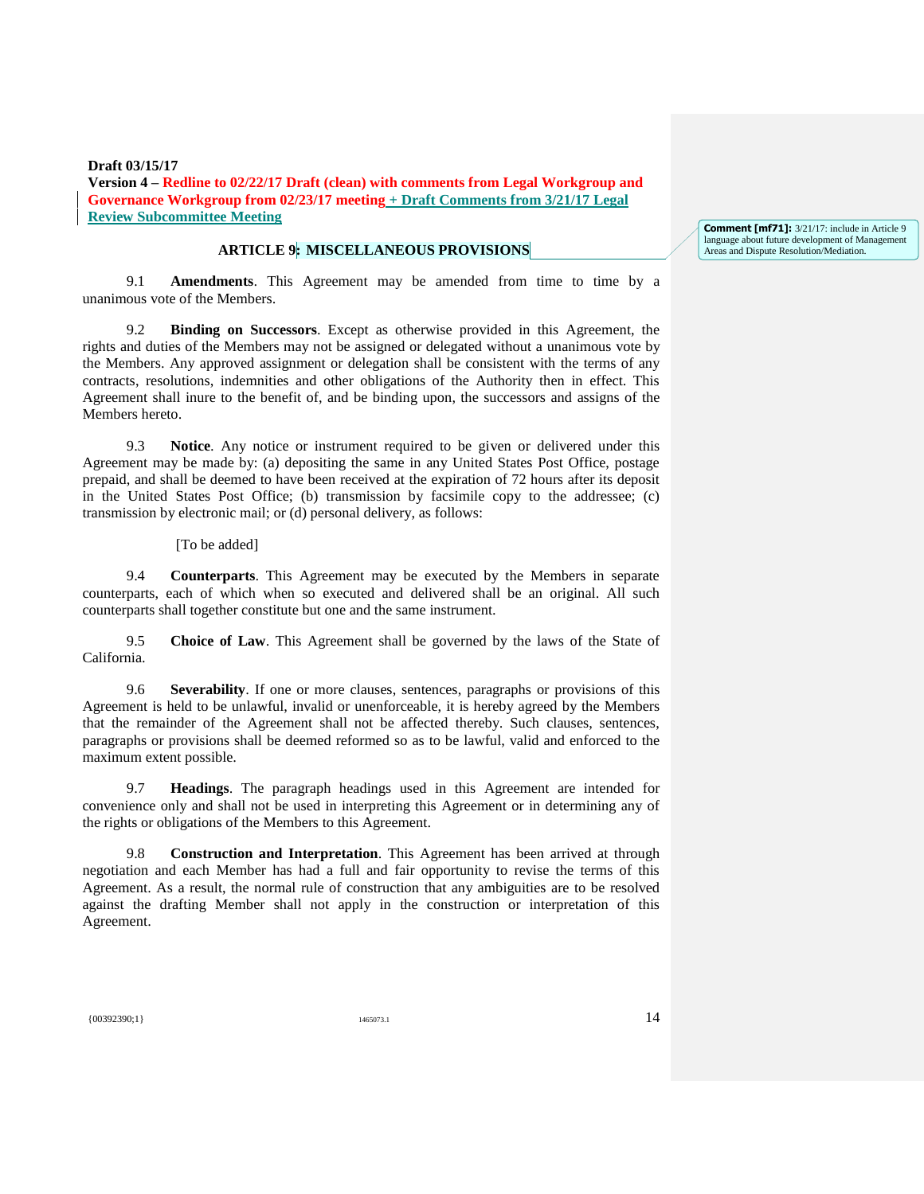**Draft 03/15/17**

**Version 4 – Redline to 02/22/17 Draft (clean) with comments from Legal Workgroup and Governance Workgroup from 02/23/17 meeting + Draft Comments from 3/21/17 Legal Review Subcommittee Meeting**

## ARTICLE 9: MISCELLANEOUS PROVISIONS

Comment [mf71]: 3/21/17: include in Article 9 language about future development of Management Areas and Dispute Resolution/Mediation.

9.1 **Amendments**. This Agreement may be amended from time to time by a unanimous vote of the Members.

9.2 **Binding on Successors**. Except as otherwise provided in this Agreement, the rights and duties of the Members may not be assigned or delegated without a unanimous vote by the Members. Any approved assignment or delegation shall be consistent with the terms of any contracts, resolutions, indemnities and other obligations of the Authority then in effect. This Agreement shall inure to the benefit of, and be binding upon, the successors and assigns of the Members hereto.

9.3 **Notice**. Any notice or instrument required to be given or delivered under this Agreement may be made by: (a) depositing the same in any United States Post Office, postage prepaid, and shall be deemed to have been received at the expiration of 72 hours after its deposit in the United States Post Office; (b) transmission by facsimile copy to the addressee; (c) transmission by electronic mail; or (d) personal delivery, as follows:

[To be added]

9.4 **Counterparts**. This Agreement may be executed by the Members in separate counterparts, each of which when so executed and delivered shall be an original. All such counterparts shall together constitute but one and the same instrument.

9.5 **Choice of Law**. This Agreement shall be governed by the laws of the State of California.

9.6 **Severability**. If one or more clauses, sentences, paragraphs or provisions of this Agreement is held to be unlawful, invalid or unenforceable, it is hereby agreed by the Members that the remainder of the Agreement shall not be affected thereby. Such clauses, sentences, paragraphs or provisions shall be deemed reformed so as to be lawful, valid and enforced to the maximum extent possible.

9.7 **Headings**. The paragraph headings used in this Agreement are intended for convenience only and shall not be used in interpreting this Agreement or in determining any of the rights or obligations of the Members to this Agreement.

9.8 **Construction and Interpretation**. This Agreement has been arrived at through negotiation and each Member has had a full and fair opportunity to revise the terms of this Agreement. As a result, the normal rule of construction that any ambiguities are to be resolved against the drafting Member shall not apply in the construction or interpretation of this Agreement.

{00392390;1} 1465073.1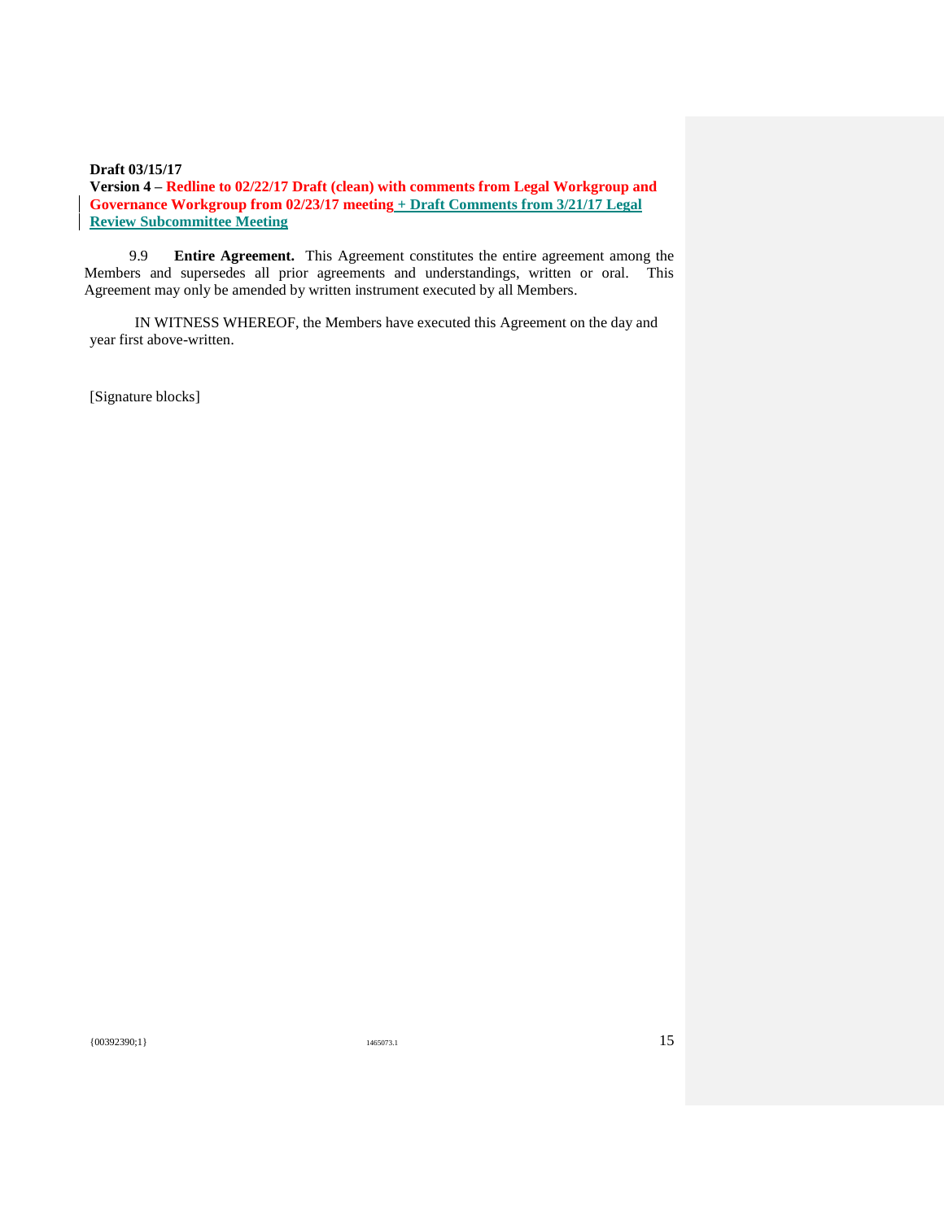**Draft 03/15/17**

**Version 4 – Redline to 02/22/17 Draft (clean) with comments from Legal Workgroup and Governance Workgroup from 02/23/17 meeting + Draft Comments from 3/21/17 Legal Review Subcommittee Meeting**

9.9 **Entire Agreement.** This Agreement constitutes the entire agreement among the Members and supersedes all prior agreements and understandings, written or oral. This Agreement may only be amended by written instrument executed by all Members.

IN WITNESS WHEREOF, the Members have executed this Agreement on the day and year first above-written.

[Signature blocks]

{00392390;1} 1465073.1